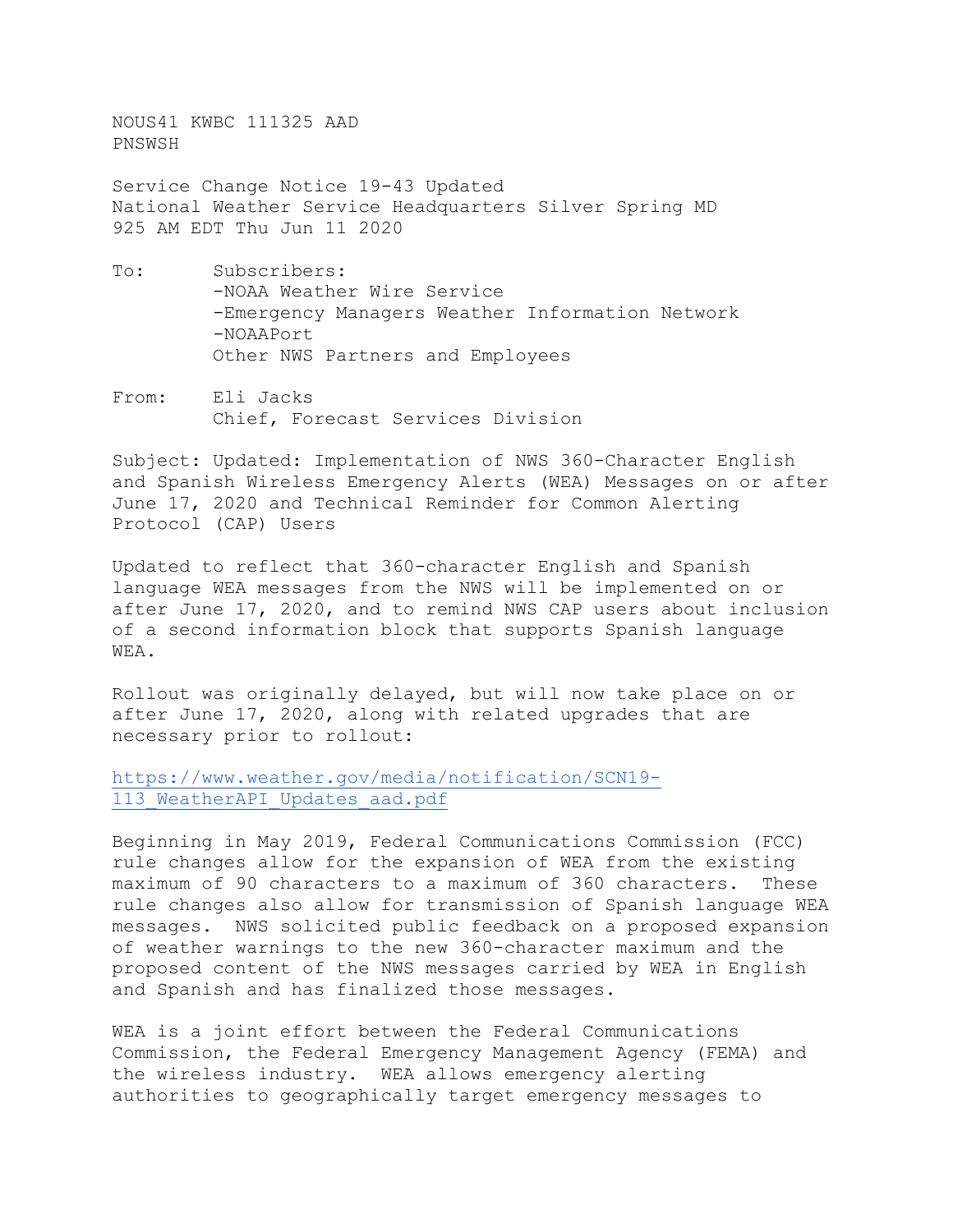NOUS41 KWBC 111325 AAD
PNSWSH

Service Change Notice 19-43 Updated
National Weather Service Headquarters Silver Spring MD
925 AM EDT Thu Jun 11 2020

To: Subscribers:
-NOAA Weather Wire Service
-Emergency Managers Weather Information Network
-NOAAPort
Other NWS Partners and Employees

From: Eli Jacks
Chief, Forecast Services Division

Subject: Updated: Implementation of NWS 360-Character English and Spanish Wireless Emergency Alerts (WEA) Messages on or after June 17, 2020 and Technical Reminder for Common Alerting Protocol (CAP) Users

Updated to reflect that 360-character English and Spanish language WEA messages from the NWS will be implemented on or after June 17, 2020, and to remind NWS CAP users about inclusion of a second information block that supports Spanish language WEA.

Rollout was originally delayed, but will now take place on or after June 17, 2020, along with related upgrades that are necessary prior to rollout:

https://www.weather.gov/media/notification/SCN19-113_WeatherAPI_Updates_aad.pdf

Beginning in May 2019, Federal Communications Commission (FCC) rule changes allow for the expansion of WEA from the existing maximum of 90 characters to a maximum of 360 characters. These rule changes also allow for transmission of Spanish language WEA messages. NWS solicited public feedback on a proposed expansion of weather warnings to the new 360-character maximum and the proposed content of the NWS messages carried by WEA in English and Spanish and has finalized those messages.

WEA is a joint effort between the Federal Communications Commission, the Federal Emergency Management Agency (FEMA) and the wireless industry. WEA allows emergency alerting authorities to geographically target emergency messages to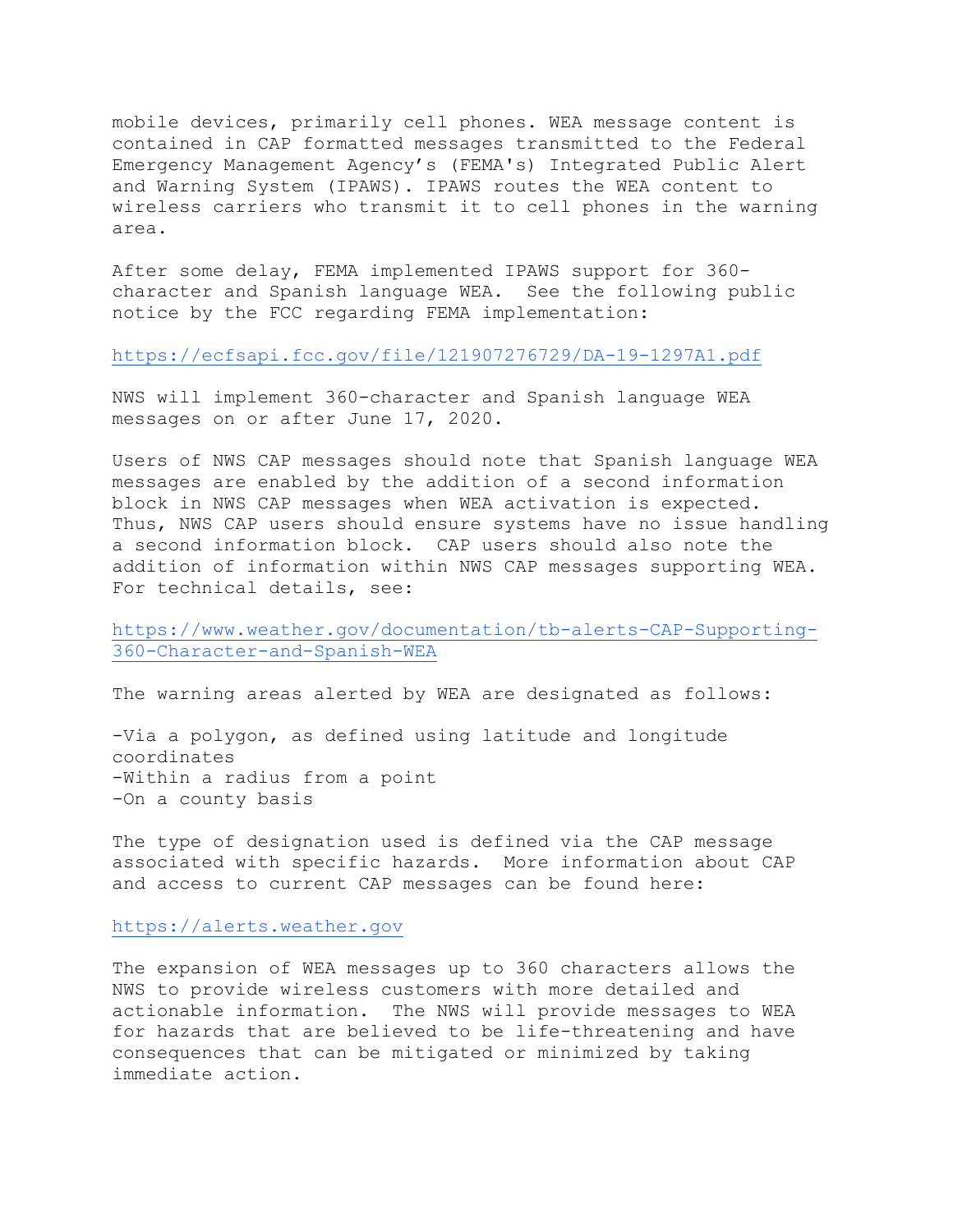mobile devices, primarily cell phones. WEA message content is contained in CAP formatted messages transmitted to the Federal Emergency Management Agency's (FEMA's) Integrated Public Alert and Warning System (IPAWS). IPAWS routes the WEA content to wireless carriers who transmit it to cell phones in the warning area.

After some delay, FEMA implemented IPAWS support for 360-character and Spanish language WEA. See the following public notice by the FCC regarding FEMA implementation:

https://ecfsapi.fcc.gov/file/121907276729/DA-19-1297A1.pdf

NWS will implement 360-character and Spanish language WEA messages on or after June 17, 2020.

Users of NWS CAP messages should note that Spanish language WEA messages are enabled by the addition of a second information block in NWS CAP messages when WEA activation is expected. Thus, NWS CAP users should ensure systems have no issue handling a second information block. CAP users should also note the addition of information within NWS CAP messages supporting WEA. For technical details, see:

https://www.weather.gov/documentation/tb-alerts-CAP-Supporting-360-Character-and-Spanish-WEA

The warning areas alerted by WEA are designated as follows:

-Via a polygon, as defined using latitude and longitude coordinates
-Within a radius from a point
-On a county basis

The type of designation used is defined via the CAP message associated with specific hazards. More information about CAP and access to current CAP messages can be found here:

https://alerts.weather.gov

The expansion of WEA messages up to 360 characters allows the NWS to provide wireless customers with more detailed and actionable information. The NWS will provide messages to WEA for hazards that are believed to be life-threatening and have consequences that can be mitigated or minimized by taking immediate action.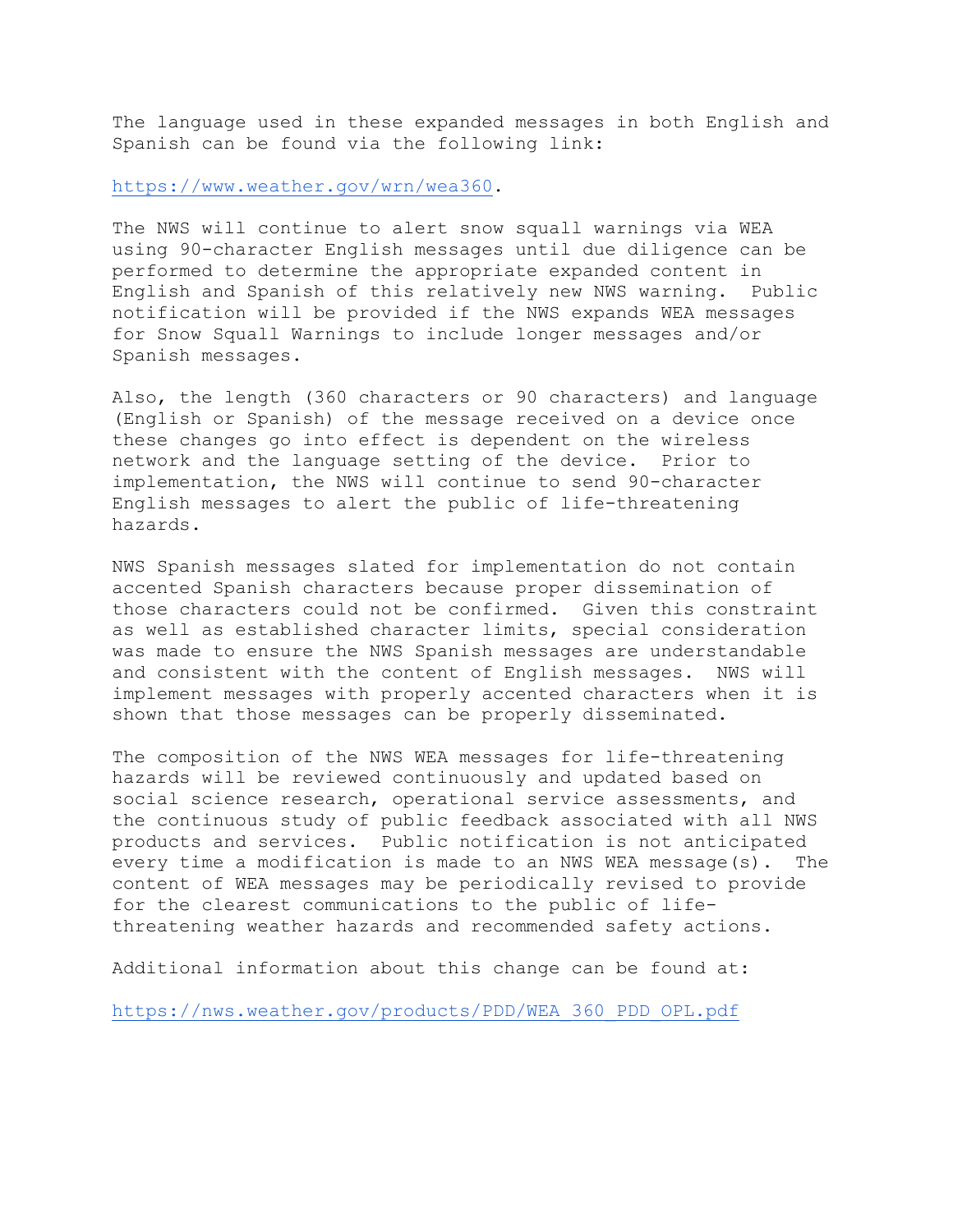The language used in these expanded messages in both English and Spanish can be found via the following link:

https://www.weather.gov/wrn/wea360.

The NWS will continue to alert snow squall warnings via WEA using 90-character English messages until due diligence can be performed to determine the appropriate expanded content in English and Spanish of this relatively new NWS warning. Public notification will be provided if the NWS expands WEA messages for Snow Squall Warnings to include longer messages and/or Spanish messages.

Also, the length (360 characters or 90 characters) and language (English or Spanish) of the message received on a device once these changes go into effect is dependent on the wireless network and the language setting of the device. Prior to implementation, the NWS will continue to send 90-character English messages to alert the public of life-threatening hazards.

NWS Spanish messages slated for implementation do not contain accented Spanish characters because proper dissemination of those characters could not be confirmed. Given this constraint as well as established character limits, special consideration was made to ensure the NWS Spanish messages are understandable and consistent with the content of English messages. NWS will implement messages with properly accented characters when it is shown that those messages can be properly disseminated.

The composition of the NWS WEA messages for life-threatening hazards will be reviewed continuously and updated based on social science research, operational service assessments, and the continuous study of public feedback associated with all NWS products and services. Public notification is not anticipated every time a modification is made to an NWS WEA message(s). The content of WEA messages may be periodically revised to provide for the clearest communications to the public of life-threatening weather hazards and recommended safety actions.

Additional information about this change can be found at:

https://nws.weather.gov/products/PDD/WEA_360_PDD_OPL.pdf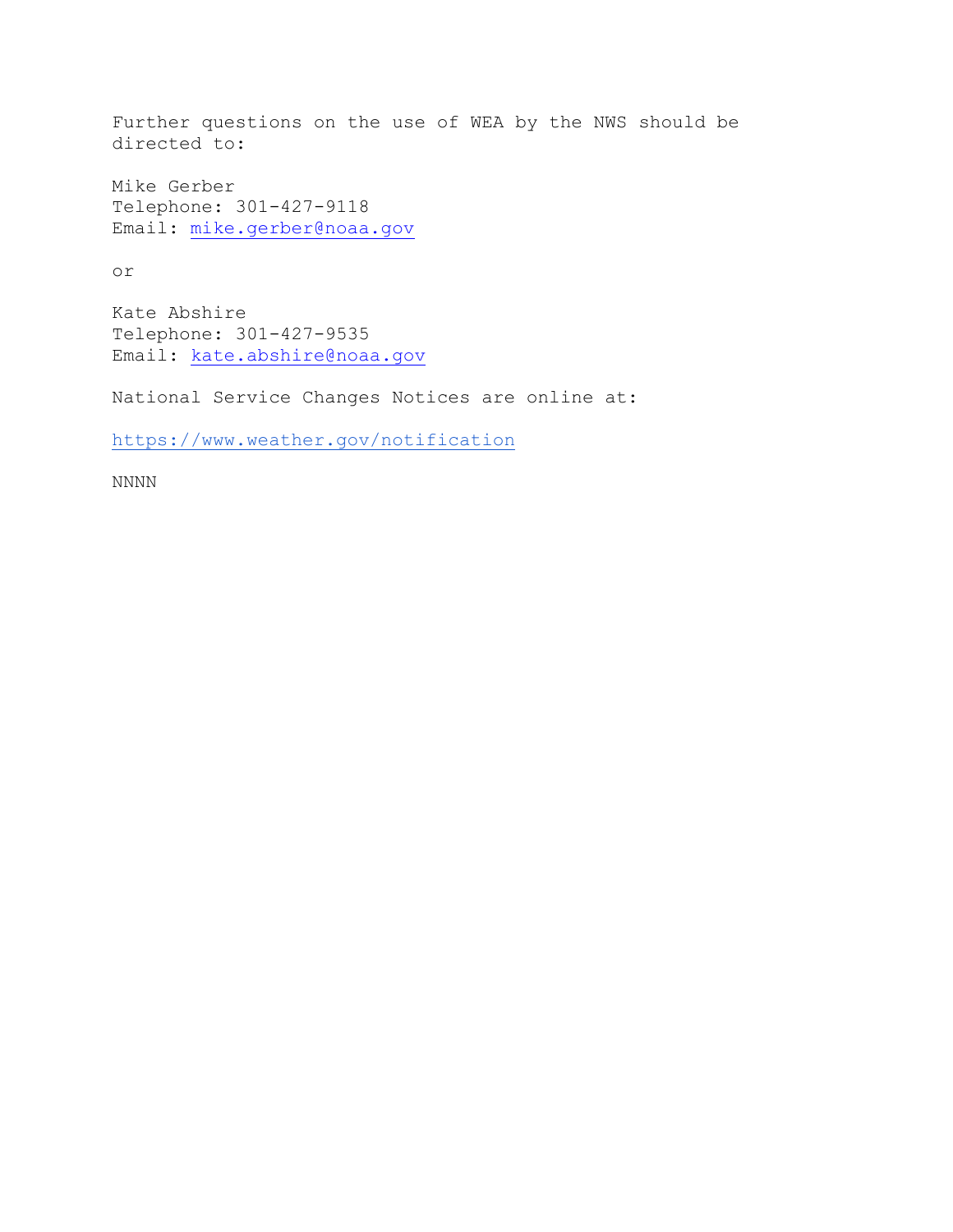Further questions on the use of WEA by the NWS should be directed to:

Mike Gerber
Telephone: 301-427-9118
Email: mike.gerber@noaa.gov

or

Kate Abshire
Telephone: 301-427-9535
Email: kate.abshire@noaa.gov

National Service Changes Notices are online at:

https://www.weather.gov/notification

NNNN